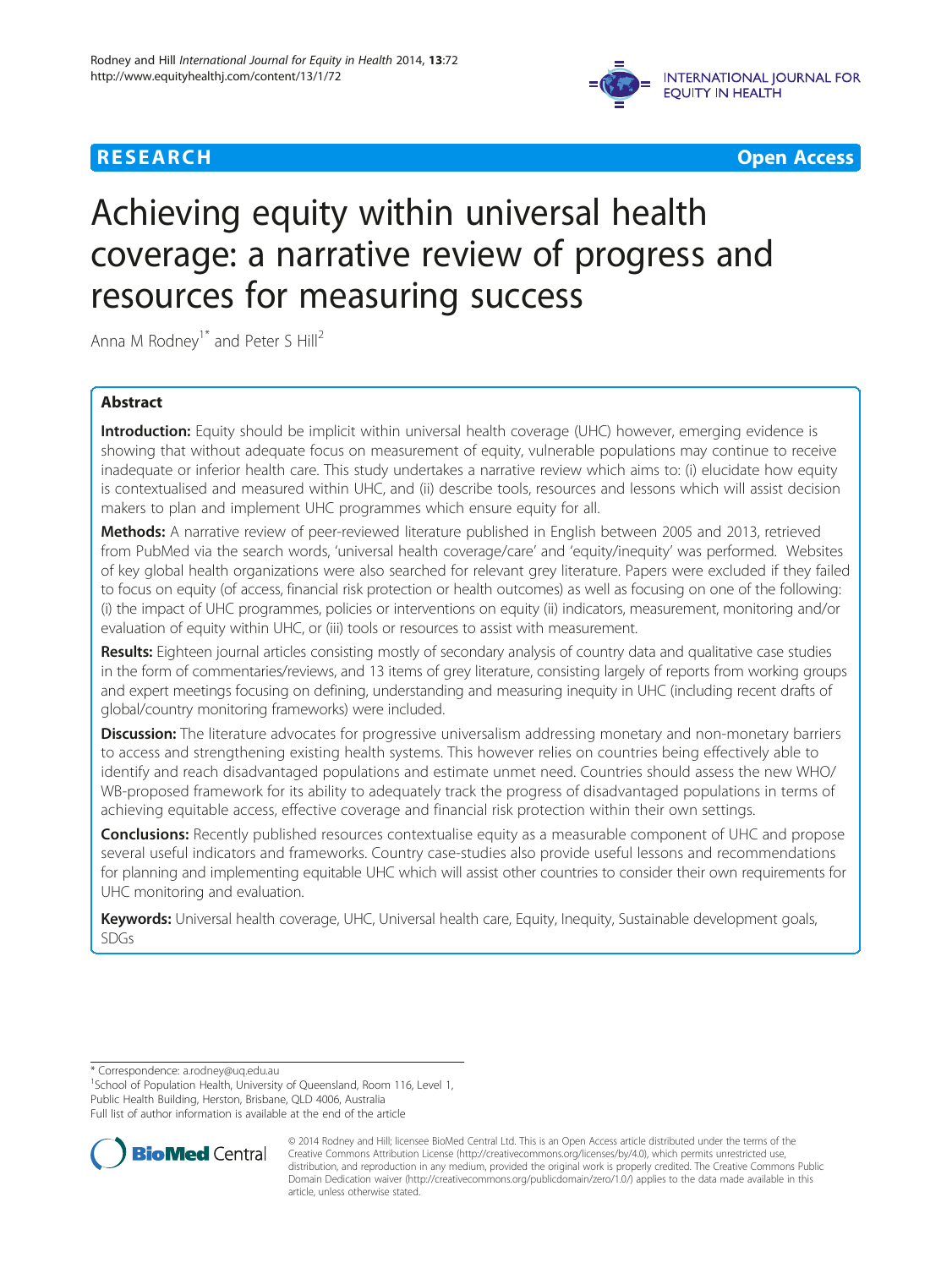**RESEARCH** **Open Access**

# Achieving equity within universal health coverage: a narrative review of progress and resources for measuring success

Anna M Rodney[1*] and Peter S Hill[2]

## Abstract

**Introduction:** Equity should be implicit within universal health coverage (UHC) however, emerging evidence is showing that without adequate focus on measurement of equity, vulnerable populations may continue to receive inadequate or inferior health care. This study undertakes a narrative review which aims to: (i) elucidate how equity is contextualised and measured within UHC, and (ii) describe tools, resources and lessons which will assist decision makers to plan and implement UHC programmes which ensure equity for all.

**Methods:** A narrative review of peer-reviewed literature published in English between 2005 and 2013, retrieved from PubMed via the search words, 'universal health coverage/care' and 'equity/inequity' was performed. Websites of key global health organizations were also searched for relevant grey literature. Papers were excluded if they failed to focus on equity (of access, financial risk protection or health outcomes) as well as focusing on one of the following: (i) the impact of UHC programmes, policies or interventions on equity (ii) indicators, measurement, monitoring and/or evaluation of equity within UHC, or (iii) tools or resources to assist with measurement.

**Results:** Eighteen journal articles consisting mostly of secondary analysis of country data and qualitative case studies in the form of commentaries/reviews, and 13 items of grey literature, consisting largely of reports from working groups and expert meetings focusing on defining, understanding and measuring inequity in UHC (including recent drafts of global/country monitoring frameworks) were included.

**Discussion:** The literature advocates for progressive universalism addressing monetary and non-monetary barriers to access and strengthening existing health systems. This however relies on countries being effectively able to identify and reach disadvantaged populations and estimate unmet need. Countries should assess the new WHO/WB-proposed framework for its ability to adequately track the progress of disadvantaged populations in terms of achieving equitable access, effective coverage and financial risk protection within their own settings.

**Conclusions:** Recently published resources contextualise equity as a measurable component of UHC and propose several useful indicators and frameworks. Country case-studies also provide useful lessons and recommendations for planning and implementing equitable UHC which will assist other countries to consider their own requirements for UHC monitoring and evaluation.

**Keywords:** Universal health coverage, UHC, Universal health care, Equity, Inequity, Sustainable development goals, SDGs

\* Correspondence: a.rodney@uq.edu.au
[1]School of Population Health, University of Queensland, Room 116, Level 1, Public Health Building, Herston, Brisbane, QLD 4006, Australia
Full list of author information is available at the end of the article

© 2014 Rodney and Hill; licensee BioMed Central Ltd. This is an Open Access article distributed under the terms of the Creative Commons Attribution License (http://creativecommons.org/licenses/by/4.0), which permits unrestricted use, distribution, and reproduction in any medium, provided the original work is properly credited. The Creative Commons Public Domain Dedication waiver (http://creativecommons.org/publicdomain/zero/1.0/) applies to the data made available in this article, unless otherwise stated.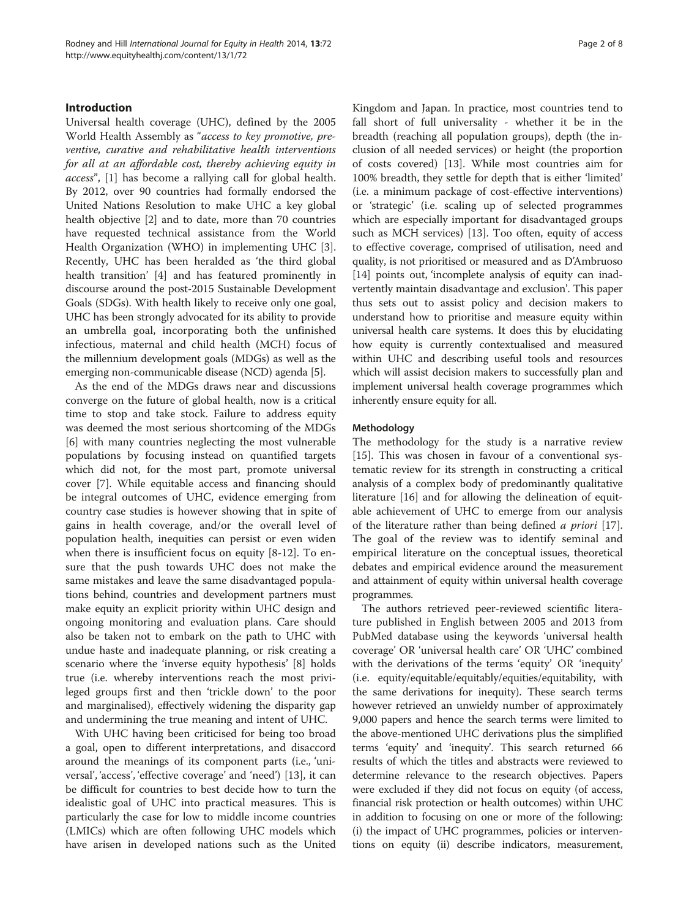## Introduction

Universal health coverage (UHC), defined by the 2005 World Health Assembly as "*access to key promotive, preventive, curative and rehabilitative health interventions for all at an affordable cost, thereby achieving equity in access*", [1] has become a rallying call for global health. By 2012, over 90 countries had formally endorsed the United Nations Resolution to make UHC a key global health objective [2] and to date, more than 70 countries have requested technical assistance from the World Health Organization (WHO) in implementing UHC [3]. Recently, UHC has been heralded as 'the third global health transition' [4] and has featured prominently in discourse around the post-2015 Sustainable Development Goals (SDGs). With health likely to receive only one goal, UHC has been strongly advocated for its ability to provide an umbrella goal, incorporating both the unfinished infectious, maternal and child health (MCH) focus of the millennium development goals (MDGs) as well as the emerging non-communicable disease (NCD) agenda [5].

As the end of the MDGs draws near and discussions converge on the future of global health, now is a critical time to stop and take stock. Failure to address equity was deemed the most serious shortcoming of the MDGs [6] with many countries neglecting the most vulnerable populations by focusing instead on quantified targets which did not, for the most part, promote universal cover [7]. While equitable access and financing should be integral outcomes of UHC, evidence emerging from country case studies is however showing that in spite of gains in health coverage, and/or the overall level of population health, inequities can persist or even widen when there is insufficient focus on equity [8-12]. To ensure that the push towards UHC does not make the same mistakes and leave the same disadvantaged populations behind, countries and development partners must make equity an explicit priority within UHC design and ongoing monitoring and evaluation plans. Care should also be taken not to embark on the path to UHC with undue haste and inadequate planning, or risk creating a scenario where the 'inverse equity hypothesis' [8] holds true (i.e. whereby interventions reach the most privileged groups first and then 'trickle down' to the poor and marginalised), effectively widening the disparity gap and undermining the true meaning and intent of UHC.

With UHC having been criticised for being too broad a goal, open to different interpretations, and disaccord around the meanings of its component parts (i.e., 'universal', 'access', 'effective coverage' and 'need') [13], it can be difficult for countries to best decide how to turn the idealistic goal of UHC into practical measures. This is particularly the case for low to middle income countries (LMICs) which are often following UHC models which have arisen in developed nations such as the United Kingdom and Japan. In practice, most countries tend to fall short of full universality - whether it be in the breadth (reaching all population groups), depth (the inclusion of all needed services) or height (the proportion of costs covered) [13]. While most countries aim for 100% breadth, they settle for depth that is either 'limited' (i.e. a minimum package of cost-effective interventions) or 'strategic' (i.e. scaling up of selected programmes which are especially important for disadvantaged groups such as MCH services) [13]. Too often, equity of access to effective coverage, comprised of utilisation, need and quality, is not prioritised or measured and as D'Ambruoso [14] points out, 'incomplete analysis of equity can inadvertently maintain disadvantage and exclusion'. This paper thus sets out to assist policy and decision makers to understand how to prioritise and measure equity within universal health care systems. It does this by elucidating how equity is currently contextualised and measured within UHC and describing useful tools and resources which will assist decision makers to successfully plan and implement universal health coverage programmes which inherently ensure equity for all.

### Methodology

The methodology for the study is a narrative review [15]. This was chosen in favour of a conventional systematic review for its strength in constructing a critical analysis of a complex body of predominantly qualitative literature [16] and for allowing the delineation of equitable achievement of UHC to emerge from our analysis of the literature rather than being defined *a priori* [17]. The goal of the review was to identify seminal and empirical literature on the conceptual issues, theoretical debates and empirical evidence around the measurement and attainment of equity within universal health coverage programmes.

The authors retrieved peer-reviewed scientific literature published in English between 2005 and 2013 from PubMed database using the keywords 'universal health coverage' OR 'universal health care' OR 'UHC' combined with the derivations of the terms 'equity' OR 'inequity' (i.e. equity/equitable/equitably/equities/equitability, with the same derivations for inequity). These search terms however retrieved an unwieldy number of approximately 9,000 papers and hence the search terms were limited to the above-mentioned UHC derivations plus the simplified terms 'equity' and 'inequity'. This search returned 66 results of which the titles and abstracts were reviewed to determine relevance to the research objectives. Papers were excluded if they did not focus on equity (of access, financial risk protection or health outcomes) within UHC in addition to focusing on one or more of the following: (i) the impact of UHC programmes, policies or interventions on equity (ii) describe indicators, measurement,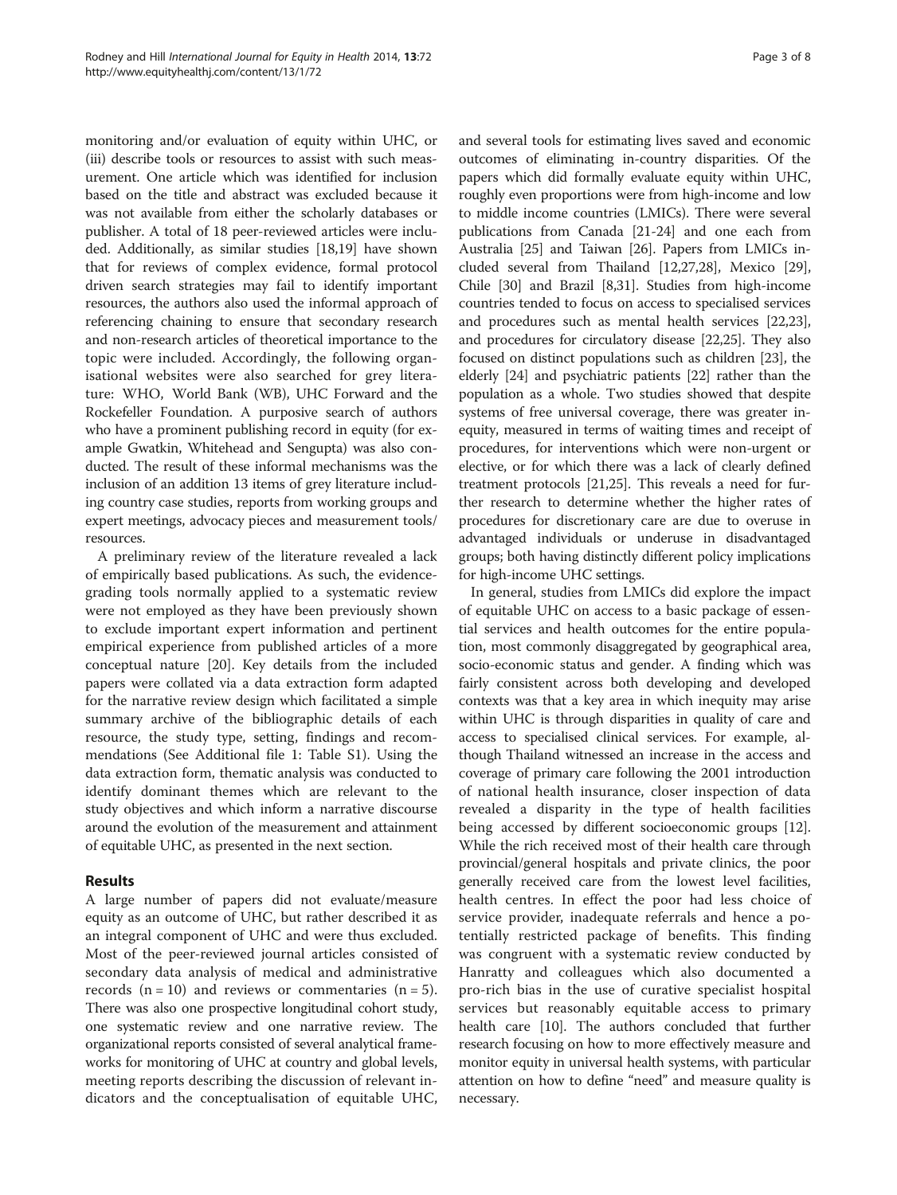monitoring and/or evaluation of equity within UHC, or (iii) describe tools or resources to assist with such measurement. One article which was identified for inclusion based on the title and abstract was excluded because it was not available from either the scholarly databases or publisher. A total of 18 peer-reviewed articles were included. Additionally, as similar studies [18,19] have shown that for reviews of complex evidence, formal protocol driven search strategies may fail to identify important resources, the authors also used the informal approach of referencing chaining to ensure that secondary research and non-research articles of theoretical importance to the topic were included. Accordingly, the following organisational websites were also searched for grey literature: WHO, World Bank (WB), UHC Forward and the Rockefeller Foundation. A purposive search of authors who have a prominent publishing record in equity (for example Gwatkin, Whitehead and Sengupta) was also conducted. The result of these informal mechanisms was the inclusion of an addition 13 items of grey literature including country case studies, reports from working groups and expert meetings, advocacy pieces and measurement tools/resources.

A preliminary review of the literature revealed a lack of empirically based publications. As such, the evidence-grading tools normally applied to a systematic review were not employed as they have been previously shown to exclude important expert information and pertinent empirical experience from published articles of a more conceptual nature [20]. Key details from the included papers were collated via a data extraction form adapted for the narrative review design which facilitated a simple summary archive of the bibliographic details of each resource, the study type, setting, findings and recommendations (See Additional file 1: Table S1). Using the data extraction form, thematic analysis was conducted to identify dominant themes which are relevant to the study objectives and which inform a narrative discourse around the evolution of the measurement and attainment of equitable UHC, as presented in the next section.

## Results

A large number of papers did not evaluate/measure equity as an outcome of UHC, but rather described it as an integral component of UHC and were thus excluded. Most of the peer-reviewed journal articles consisted of secondary data analysis of medical and administrative records (n = 10) and reviews or commentaries (n = 5). There was also one prospective longitudinal cohort study, one systematic review and one narrative review. The organizational reports consisted of several analytical frameworks for monitoring of UHC at country and global levels, meeting reports describing the discussion of relevant indicators and the conceptualisation of equitable UHC, and several tools for estimating lives saved and economic outcomes of eliminating in-country disparities. Of the papers which did formally evaluate equity within UHC, roughly even proportions were from high-income and low to middle income countries (LMICs). There were several publications from Canada [21-24] and one each from Australia [25] and Taiwan [26]. Papers from LMICs included several from Thailand [12,27,28], Mexico [29], Chile [30] and Brazil [8,31]. Studies from high-income countries tended to focus on access to specialised services and procedures such as mental health services [22,23], and procedures for circulatory disease [22,25]. They also focused on distinct populations such as children [23], the elderly [24] and psychiatric patients [22] rather than the population as a whole. Two studies showed that despite systems of free universal coverage, there was greater inequity, measured in terms of waiting times and receipt of procedures, for interventions which were non-urgent or elective, or for which there was a lack of clearly defined treatment protocols [21,25]. This reveals a need for further research to determine whether the higher rates of procedures for discretionary care are due to overuse in advantaged individuals or underuse in disadvantaged groups; both having distinctly different policy implications for high-income UHC settings.

In general, studies from LMICs did explore the impact of equitable UHC on access to a basic package of essential services and health outcomes for the entire population, most commonly disaggregated by geographical area, socio-economic status and gender. A finding which was fairly consistent across both developing and developed contexts was that a key area in which inequity may arise within UHC is through disparities in quality of care and access to specialised clinical services. For example, although Thailand witnessed an increase in the access and coverage of primary care following the 2001 introduction of national health insurance, closer inspection of data revealed a disparity in the type of health facilities being accessed by different socioeconomic groups [12]. While the rich received most of their health care through provincial/general hospitals and private clinics, the poor generally received care from the lowest level facilities, health centres. In effect the poor had less choice of service provider, inadequate referrals and hence a potentially restricted package of benefits. This finding was congruent with a systematic review conducted by Hanratty and colleagues which also documented a pro-rich bias in the use of curative specialist hospital services but reasonably equitable access to primary health care [10]. The authors concluded that further research focusing on how to more effectively measure and monitor equity in universal health systems, with particular attention on how to define "need" and measure quality is necessary.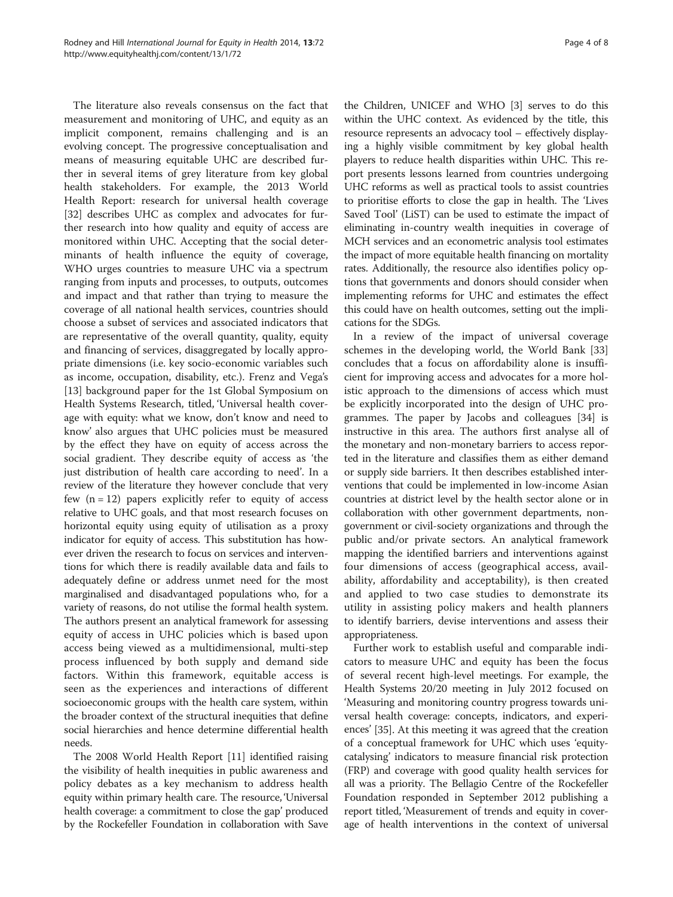The literature also reveals consensus on the fact that measurement and monitoring of UHC, and equity as an implicit component, remains challenging and is an evolving concept. The progressive conceptualisation and means of measuring equitable UHC are described further in several items of grey literature from key global health stakeholders. For example, the 2013 World Health Report: research for universal health coverage [32] describes UHC as complex and advocates for further research into how quality and equity of access are monitored within UHC. Accepting that the social determinants of health influence the equity of coverage, WHO urges countries to measure UHC via a spectrum ranging from inputs and processes, to outputs, outcomes and impact and that rather than trying to measure the coverage of all national health services, countries should choose a subset of services and associated indicators that are representative of the overall quantity, quality, equity and financing of services, disaggregated by locally appropriate dimensions (i.e. key socio-economic variables such as income, occupation, disability, etc.). Frenz and Vega's [13] background paper for the 1st Global Symposium on Health Systems Research, titled, 'Universal health coverage with equity: what we know, don't know and need to know' also argues that UHC policies must be measured by the effect they have on equity of access across the social gradient. They describe equity of access as 'the just distribution of health care according to need'. In a review of the literature they however conclude that very few (n = 12) papers explicitly refer to equity of access relative to UHC goals, and that most research focuses on horizontal equity using equity of utilisation as a proxy indicator for equity of access. This substitution has however driven the research to focus on services and interventions for which there is readily available data and fails to adequately define or address unmet need for the most marginalised and disadvantaged populations who, for a variety of reasons, do not utilise the formal health system. The authors present an analytical framework for assessing equity of access in UHC policies which is based upon access being viewed as a multidimensional, multi-step process influenced by both supply and demand side factors. Within this framework, equitable access is seen as the experiences and interactions of different socioeconomic groups with the health care system, within the broader context of the structural inequities that define social hierarchies and hence determine differential health needs.

The 2008 World Health Report [11] identified raising the visibility of health inequities in public awareness and policy debates as a key mechanism to address health equity within primary health care. The resource, 'Universal health coverage: a commitment to close the gap' produced by the Rockefeller Foundation in collaboration with Save the Children, UNICEF and WHO [3] serves to do this within the UHC context. As evidenced by the title, this resource represents an advocacy tool – effectively displaying a highly visible commitment by key global health players to reduce health disparities within UHC. This report presents lessons learned from countries undergoing UHC reforms as well as practical tools to assist countries to prioritise efforts to close the gap in health. The 'Lives Saved Tool' (LiST) can be used to estimate the impact of eliminating in-country wealth inequities in coverage of MCH services and an econometric analysis tool estimates the impact of more equitable health financing on mortality rates. Additionally, the resource also identifies policy options that governments and donors should consider when implementing reforms for UHC and estimates the effect this could have on health outcomes, setting out the implications for the SDGs.

In a review of the impact of universal coverage schemes in the developing world, the World Bank [33] concludes that a focus on affordability alone is insufficient for improving access and advocates for a more holistic approach to the dimensions of access which must be explicitly incorporated into the design of UHC programmes. The paper by Jacobs and colleagues [34] is instructive in this area. The authors first analyse all of the monetary and non-monetary barriers to access reported in the literature and classifies them as either demand or supply side barriers. It then describes established interventions that could be implemented in low-income Asian countries at district level by the health sector alone or in collaboration with other government departments, non-government or civil-society organizations and through the public and/or private sectors. An analytical framework mapping the identified barriers and interventions against four dimensions of access (geographical access, availability, affordability and acceptability), is then created and applied to two case studies to demonstrate its utility in assisting policy makers and health planners to identify barriers, devise interventions and assess their appropriateness.

Further work to establish useful and comparable indicators to measure UHC and equity has been the focus of several recent high-level meetings. For example, the Health Systems 20/20 meeting in July 2012 focused on 'Measuring and monitoring country progress towards universal health coverage: concepts, indicators, and experiences' [35]. At this meeting it was agreed that the creation of a conceptual framework for UHC which uses 'equity-catalysing' indicators to measure financial risk protection (FRP) and coverage with good quality health services for all was a priority. The Bellagio Centre of the Rockefeller Foundation responded in September 2012 publishing a report titled, 'Measurement of trends and equity in coverage of health interventions in the context of universal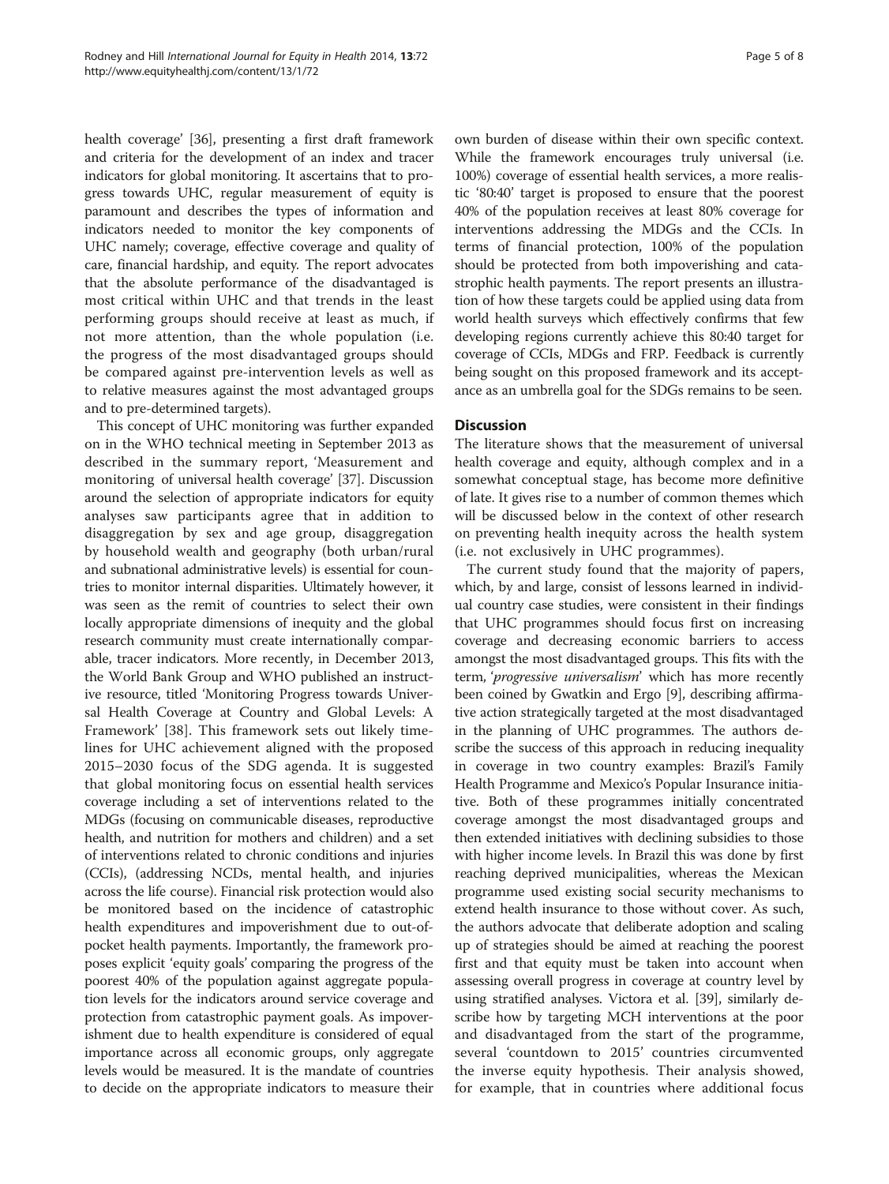health coverage' [36], presenting a first draft framework and criteria for the development of an index and tracer indicators for global monitoring. It ascertains that to progress towards UHC, regular measurement of equity is paramount and describes the types of information and indicators needed to monitor the key components of UHC namely; coverage, effective coverage and quality of care, financial hardship, and equity. The report advocates that the absolute performance of the disadvantaged is most critical within UHC and that trends in the least performing groups should receive at least as much, if not more attention, than the whole population (i.e. the progress of the most disadvantaged groups should be compared against pre-intervention levels as well as to relative measures against the most advantaged groups and to pre-determined targets).

This concept of UHC monitoring was further expanded on in the WHO technical meeting in September 2013 as described in the summary report, 'Measurement and monitoring of universal health coverage' [37]. Discussion around the selection of appropriate indicators for equity analyses saw participants agree that in addition to disaggregation by sex and age group, disaggregation by household wealth and geography (both urban/rural and subnational administrative levels) is essential for countries to monitor internal disparities. Ultimately however, it was seen as the remit of countries to select their own locally appropriate dimensions of inequity and the global research community must create internationally comparable, tracer indicators. More recently, in December 2013, the World Bank Group and WHO published an instructive resource, titled 'Monitoring Progress towards Universal Health Coverage at Country and Global Levels: A Framework' [38]. This framework sets out likely timelines for UHC achievement aligned with the proposed 2015–2030 focus of the SDG agenda. It is suggested that global monitoring focus on essential health services coverage including a set of interventions related to the MDGs (focusing on communicable diseases, reproductive health, and nutrition for mothers and children) and a set of interventions related to chronic conditions and injuries (CCIs), (addressing NCDs, mental health, and injuries across the life course). Financial risk protection would also be monitored based on the incidence of catastrophic health expenditures and impoverishment due to out-of-pocket health payments. Importantly, the framework proposes explicit 'equity goals' comparing the progress of the poorest 40% of the population against aggregate population levels for the indicators around service coverage and protection from catastrophic payment goals. As impoverishment due to health expenditure is considered of equal importance across all economic groups, only aggregate levels would be measured. It is the mandate of countries to decide on the appropriate indicators to measure their own burden of disease within their own specific context. While the framework encourages truly universal (i.e. 100%) coverage of essential health services, a more realistic '80:40' target is proposed to ensure that the poorest 40% of the population receives at least 80% coverage for interventions addressing the MDGs and the CCIs. In terms of financial protection, 100% of the population should be protected from both impoverishing and catastrophic health payments. The report presents an illustration of how these targets could be applied using data from world health surveys which effectively confirms that few developing regions currently achieve this 80:40 target for coverage of CCIs, MDGs and FRP. Feedback is currently being sought on this proposed framework and its acceptance as an umbrella goal for the SDGs remains to be seen.

## Discussion

The literature shows that the measurement of universal health coverage and equity, although complex and in a somewhat conceptual stage, has become more definitive of late. It gives rise to a number of common themes which will be discussed below in the context of other research on preventing health inequity across the health system (i.e. not exclusively in UHC programmes).

The current study found that the majority of papers, which, by and large, consist of lessons learned in individual country case studies, were consistent in their findings that UHC programmes should focus first on increasing coverage and decreasing economic barriers to access amongst the most disadvantaged groups. This fits with the term, '*progressive universalism*' which has more recently been coined by Gwatkin and Ergo [9], describing affirmative action strategically targeted at the most disadvantaged in the planning of UHC programmes. The authors describe the success of this approach in reducing inequality in coverage in two country examples: Brazil's Family Health Programme and Mexico's Popular Insurance initiative. Both of these programmes initially concentrated coverage amongst the most disadvantaged groups and then extended initiatives with declining subsidies to those with higher income levels. In Brazil this was done by first reaching deprived municipalities, whereas the Mexican programme used existing social security mechanisms to extend health insurance to those without cover. As such, the authors advocate that deliberate adoption and scaling up of strategies should be aimed at reaching the poorest first and that equity must be taken into account when assessing overall progress in coverage at country level by using stratified analyses. Victora et al. [39], similarly describe how by targeting MCH interventions at the poor and disadvantaged from the start of the programme, several 'countdown to 2015' countries circumvented the inverse equity hypothesis. Their analysis showed, for example, that in countries where additional focus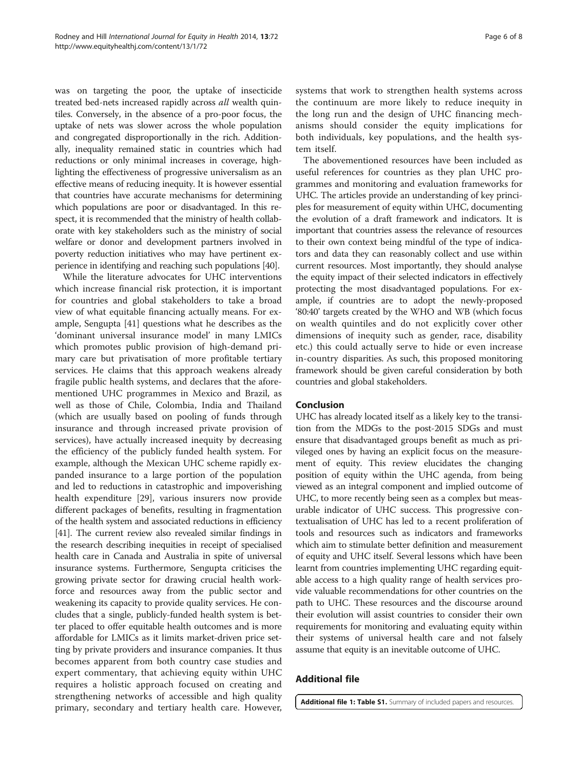was on targeting the poor, the uptake of insecticide treated bed-nets increased rapidly across *all* wealth quintiles. Conversely, in the absence of a pro-poor focus, the uptake of nets was slower across the whole population and congregated disproportionally in the rich. Additionally, inequality remained static in countries which had reductions or only minimal increases in coverage, highlighting the effectiveness of progressive universalism as an effective means of reducing inequity. It is however essential that countries have accurate mechanisms for determining which populations are poor or disadvantaged. In this respect, it is recommended that the ministry of health collaborate with key stakeholders such as the ministry of social welfare or donor and development partners involved in poverty reduction initiatives who may have pertinent experience in identifying and reaching such populations [40].

While the literature advocates for UHC interventions which increase financial risk protection, it is important for countries and global stakeholders to take a broad view of what equitable financing actually means. For example, Sengupta [41] questions what he describes as the 'dominant universal insurance model' in many LMICs which promotes public provision of high-demand primary care but privatisation of more profitable tertiary services. He claims that this approach weakens already fragile public health systems, and declares that the aforementioned UHC programmes in Mexico and Brazil, as well as those of Chile, Colombia, India and Thailand (which are usually based on pooling of funds through insurance and through increased private provision of services), have actually increased inequity by decreasing the efficiency of the publicly funded health system. For example, although the Mexican UHC scheme rapidly expanded insurance to a large portion of the population and led to reductions in catastrophic and impoverishing health expenditure [29], various insurers now provide different packages of benefits, resulting in fragmentation of the health system and associated reductions in efficiency [41]. The current review also revealed similar findings in the research describing inequities in receipt of specialised health care in Canada and Australia in spite of universal insurance systems. Furthermore, Sengupta criticises the growing private sector for drawing crucial health workforce and resources away from the public sector and weakening its capacity to provide quality services. He concludes that a single, publicly-funded health system is better placed to offer equitable health outcomes and is more affordable for LMICs as it limits market-driven price setting by private providers and insurance companies. It thus becomes apparent from both country case studies and expert commentary, that achieving equity within UHC requires a holistic approach focused on creating and strengthening networks of accessible and high quality primary, secondary and tertiary health care. However, systems that work to strengthen health systems across the continuum are more likely to reduce inequity in the long run and the design of UHC financing mechanisms should consider the equity implications for both individuals, key populations, and the health system itself.

The abovementioned resources have been included as useful references for countries as they plan UHC programmes and monitoring and evaluation frameworks for UHC. The articles provide an understanding of key principles for measurement of equity within UHC, documenting the evolution of a draft framework and indicators. It is important that countries assess the relevance of resources to their own context being mindful of the type of indicators and data they can reasonably collect and use within current resources. Most importantly, they should analyse the equity impact of their selected indicators in effectively protecting the most disadvantaged populations. For example, if countries are to adopt the newly-proposed '80:40' targets created by the WHO and WB (which focus on wealth quintiles and do not explicitly cover other dimensions of inequity such as gender, race, disability etc.) this could actually serve to hide or even increase in-country disparities. As such, this proposed monitoring framework should be given careful consideration by both countries and global stakeholders.

## Conclusion

UHC has already located itself as a likely key to the transition from the MDGs to the post-2015 SDGs and must ensure that disadvantaged groups benefit as much as privileged ones by having an explicit focus on the measurement of equity. This review elucidates the changing position of equity within the UHC agenda, from being viewed as an integral component and implied outcome of UHC, to more recently being seen as a complex but measurable indicator of UHC success. This progressive contextualisation of UHC has led to a recent proliferation of tools and resources such as indicators and frameworks which aim to stimulate better definition and measurement of equity and UHC itself. Several lessons which have been learnt from countries implementing UHC regarding equitable access to a high quality range of health services provide valuable recommendations for other countries on the path to UHC. These resources and the discourse around their evolution will assist countries to consider their own requirements for monitoring and evaluating equity within their systems of universal health care and not falsely assume that equity is an inevitable outcome of UHC.

## Additional file

**Additional file 1: Table S1.** Summary of included papers and resources.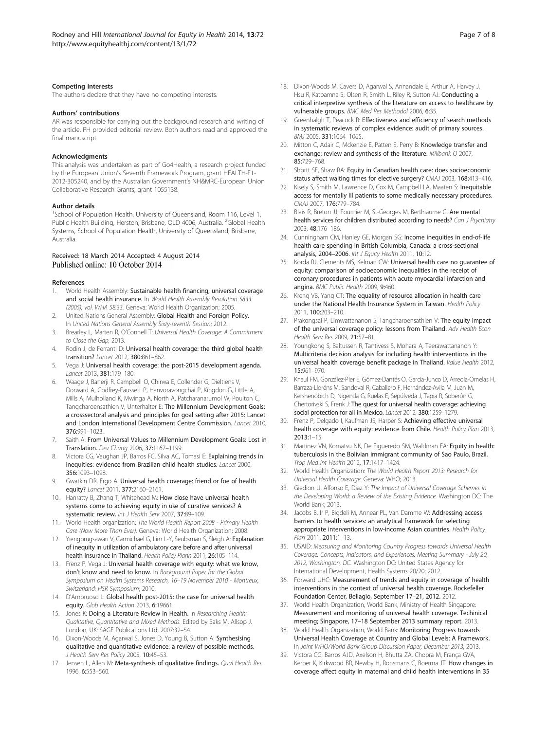### Competing interests

The authors declare that they have no competing interests.

### Authors' contributions

AR was responsible for carrying out the background research and writing of the article. PH provided editorial review. Both authors read and approved the final manuscript.

### Acknowledgments

This analysis was undertaken as part of Go4Health, a research project funded by the European Union's Seventh Framework Program, grant HEALTH-F1-2012-305240, and by the Australian Government's NH&MRC-European Union Collaborative Research Grants, grant 1055138.

### Author details

[1]School of Population Health, University of Queensland, Room 116, Level 1, Public Health Building, Herston, Brisbane, QLD 4006, Australia. [2]Global Health Systems, School of Population Health, University of Queensland, Brisbane, Australia.

Received: 18 March 2014 Accepted: 4 August 2014
Published online: 10 October 2014

### References

1. World Health Assembly: **Sustainable health financing, universal coverage and social health insurance.** In *World Health Assembly Resolution 5833 (2005), vol. WHA 58.33.* Geneva: World Health Organization; 2005.
2. United Nations General Assembly: **Global Health and Foreign Policy.** In *United Nations General Assembly Sixty-seventh Session*; 2012.
3. Brearley L, Marten R, O'Connell T: *Universal Health Coverage: A Commitment to Close the Gap*; 2013.
4. Rodin J, de Ferranti D: **Universal health coverage: the third global health transition?** *Lancet* 2012, **380:**861–862.
5. Vega J: **Universal health coverage: the post-2015 development agenda.** *Lancet* 2013, **381:**179–180.
6. Waage J, Banerji R, Campbell O, Chirwa E, Collender G, Dieltiens V, Dorward A, Godfrey-Faussett P, Hanvoravongchai P, Kingdon G, Little A, Mills A, Mulholland K, Mwinga A, North A, Patcharanarumol W, Poulton C, Tangcharoensathien V, Unterhalter E: **The Millennium Development Goals: a crosssectoral analysis and principles for goal setting after 2015: Lancet and London International Development Centre Commission.** *Lancet* 2010, **376:**991–1023.
7. Saith A: **From Universal Values to Millennium Development Goals: Lost in Translation.** *Dev Chang* 2006, **37:**1167–1199.
8. Victora CG, Vaughan JP, Barros FC, Silva AC, Tomasi E: **Explaining trends in inequities: evidence from Brazilian child health studies.** *Lancet* 2000, **356:**1093–1098.
9. Gwatkin DR, Ergo A: **Universal health coverage: friend or foe of health equity?** *Lancet* 2011, **377:**2160–2161.
10. Hanratty B, Zhang T, Whitehead M: **How close have universal health systems come to achieving equity in use of curative services? A systematic review.** *Int J Health Serv* 2007, **37:**89–109.
11. World Health organization: *The World Health Report 2008 - Primary Health Care (Now More Than Ever).* Geneva: World Health Organization; 2008.
12. Yiengprugsawan V, Carmichael G, Lim L-Y, Seubsman S, Sleigh A: **Explanation of inequity in utilization of ambulatory care before and after universal health insurance in Thailand.** *Health Policy Plann* 2011, **26:**105–114.
13. Frenz P, Vega J: **Universal health coverage with equity: what we know, don't know and need to know.** In *Background Paper for the Global Symposium on Health Systems Research, 16–19 November 2010 - Montreux, Switzerland: HSR Symposium*; 2010.
14. D'Ambruoso L: **Global health post-2015: the case for universal health equity.** *Glob Health Action* 2013, **6:**19661.
15. Jones K: **Doing a Literature Review in Health.** In *Researching Health: Qualitative, Quantitative and Mixed Methods.* Edited by Saks M, Allsop J. London, UK: SAGE Publications Ltd; 2007:32–54.
16. Dixon-Woods M, Agarwal S, Jones D, Young B, Sutton A: **Synthesising qualitative and quantitative evidence: a review of possible methods.** *J Health Serv Res Policy* 2005, **10:**45–53.
17. Jensen L, Allen M: **Meta-synthesis of qualitative findings.** *Qual Health Res* 1996, **6:**553–560.
18. Dixon-Woods M, Cavers D, Agarwal S, Annandale E, Arthur A, Harvey J, Hsu R, Katbamna S, Olsen R, Smith L, Riley R, Sutton AJ: **Conducting a critical interpretive synthesis of the literature on access to healthcare by vulnerable groups.** *BMC Med Res Methodol* 2006, **6:**35.
19. Greenhalgh T, Peacock R: **Effectiveness and efficiency of search methods in systematic reviews of complex evidence: audit of primary sources.** *BMJ* 2005, **331:**1064–1065.
20. Mitton C, Adair C, Mckenzie E, Patten S, Perry B: **Knowledge transfer and exchange: review and synthesis of the literature.** *Millbank Q* 2007, **85:**729–768.
21. Shortt SE, Shaw RA: **Equity in Canadian health care: does socioeconomic status affect waiting times for elective surgery?** *CMAJ* 2003, **168:**413–416.
22. Kisely S, Smith M, Lawrence D, Cox M, Campbell LA, Maaten S: **Inequitable access for mentally ill patients to some medically necessary procedures.** *CMAJ* 2007, **176:**779–784.
23. Blais R, Breton JJ, Fournier M, St-Georges M, Berthiaume C: **Are mental health services for children distributed according to needs?** *Can J Psychiatry* 2003, **48:**176–186.
24. Cunningham CM, Hanley GE, Morgan SG: **Income inequities in end-of-life health care spending in British Columbia, Canada: a cross-sectional analysis, 2004–2006.** *Int J Equity Health* 2011, **10:**12.
25. Korda RJ, Clements MS, Kelman CW: **Universal health care no guarantee of equity: comparison of socioeconomic inequalities in the receipt of coronary procedures in patients with acute myocardial infarction and angina.** *BMC Public Health* 2009, **9:**460.
26. Kreng VB, Yang CT: **The equality of resource allocation in health care under the National Health Insurance System in Taiwan.** *Health Policy* 2011, **100:**203–210.
27. Prakongsai P, Limwattananon S, Tangcharoensathien V: **The equity impact of the universal coverage policy: lessons from Thailand.** *Adv Health Econ Health Serv Res* 2009, **21:**57–81.
28. Youngkong S, Baltussen R, Tantivess S, Mohara A, Teerawattananon Y: **Multicriteria decision analysis for including health interventions in the universal health coverage benefit package in Thailand.** *Value Health* 2012, **15:**961–970.
29. Knaul FM, González-Pier E, Gómez-Dantés O, García-Junco D, Arreola-Ornelas H, Barraza-Lloréns M, Sandoval R, Caballero F, Hernández-Avila M, Juan M, Kershenobich D, Nigenda G, Ruelas E, Sepúlveda J, Tapia R, Soberón G, Chertorivski S, Frenk J: **The quest for universal health coverage: achieving social protection for all in Mexico.** *Lancet* 2012, **380:**1259–1279.
30. Frenz P, Delgado I, Kaufman JS, Harper S: **Achieving effective universal health coverage with equity: evidence from Chile.** *Health Policy Plan* 2013, **2013:**1–15.
31. Martinez VN, Komatsu NK, De Figueredo SM, Waldman EA: **Equity in health: tuberculosis in the Bolivian immigrant community of Sao Paulo, Brazil.** *Trop Med Int Health* 2012, **17:**1417–1424.
32. World Health Organization: *The World Health Report 2013: Research for Universal Health Coverage.* Geneva: WHO; 2013.
33. Giedion U, Alfonso E, Diaz Y: *The Impact of Universal Coverage Schemes in the Developing World: a Review of the Existing Evidence.* Washington DC: The World Bank; 2013.
34. Jacobs B, Ir P, Bigdeli M, Annear PL, Van Damme W: **Addressing access barriers to health services: an analytical framework for selecting appropriate interventions in low-income Asian countries.** *Health Policy Plan* 2011, **2011:**1–13.
35. USAID: *Measuring and Monitoring Country Progress towards Universal Health Coverage: Concepts, Indicators, and Experiences. Meeting Summary - July 20, 2012, Washington, DC.* Washington DC: United States Agency for International Development, Health Systems 20/20; 2012.
36. Forward UHC: **Measurement of trends and equity in coverage of health interventions in the context of universal health coverage.** Rockefeller Foundation Center, Bellagio, September 17–21, 2012. 2012.
37. World Health Organization, World Bank, Ministry of Health Singapore: **Measurement and monitoring of universal health coverage. Techinical meeting; Singapore, 17–18 September 2013 summary report.** 2013.
38. World Health Organization, World Bank: **Monitoring Progress towards Universal Health Coverage at Country and Global Levels: A Framework.** In *Joint WHO/World Bank Group Discussion Paper, December 2013*; 2013.
39. Victora CG, Barros AJD, Axelson H, Bhutta ZA, Chopra M, França GVA, Kerber K, Kirkwood BR, Newby H, Ronsmans C, Boerma JT: **How changes in coverage affect equity in maternal and child health interventions in 35**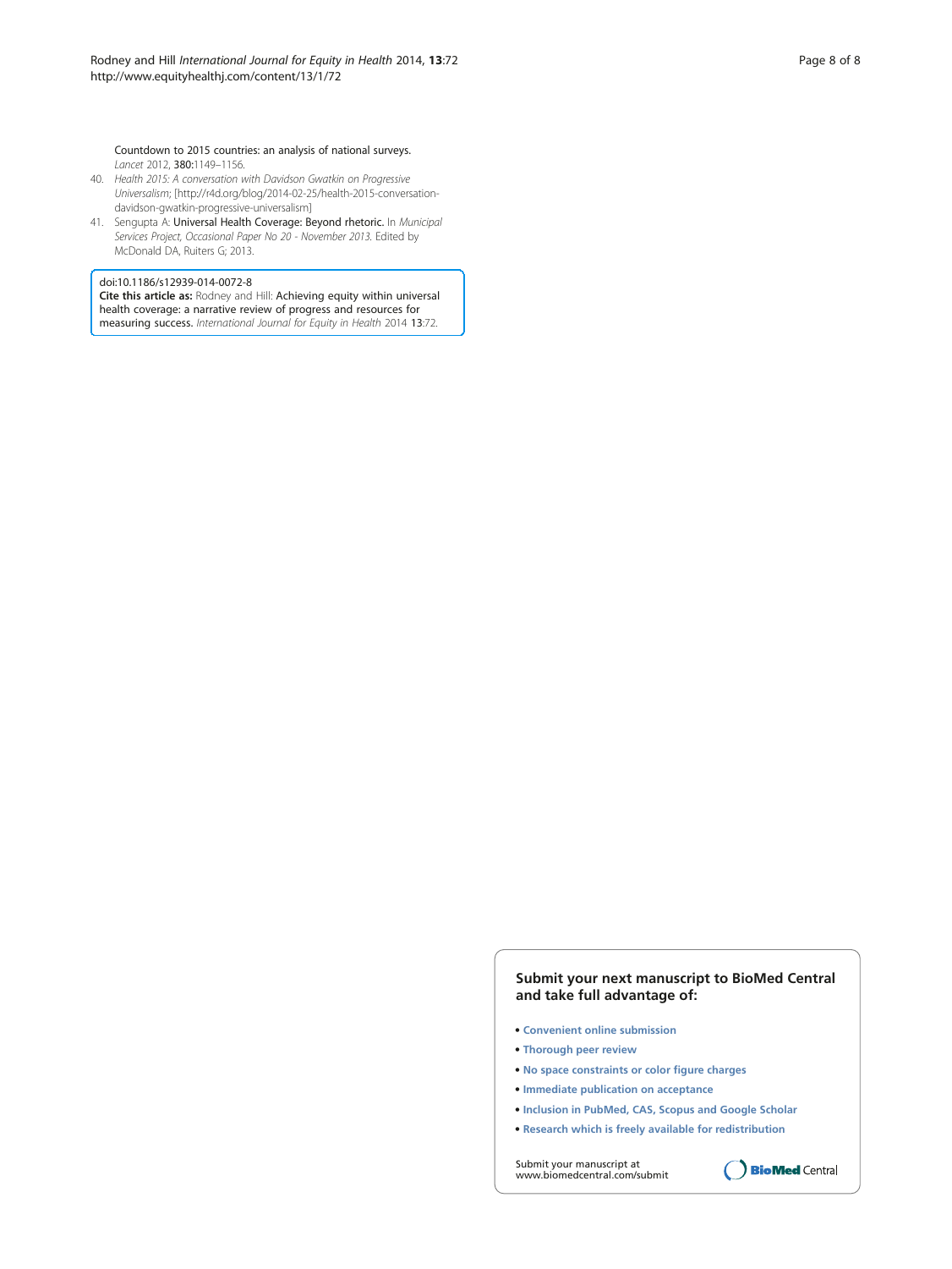Countdown to 2015 countries: an analysis of national surveys. *Lancet* 2012, **380:**1149–1156.

40. *Health 2015: A conversation with Davidson Gwatkin on Progressive Universalism*; [http://r4d.org/blog/2014-02-25/health-2015-conversation-davidson-gwatkin-progressive-universalism]
41. Sengupta A: Universal Health Coverage: Beyond rhetoric. In *Municipal Services Project, Occasional Paper No 20 - November 2013.* Edited by McDonald DA, Ruiters G; 2013.

doi:10.1186/s12939-014-0072-8

**Cite this article as:** Rodney and Hill: Achieving equity within universal health coverage: a narrative review of progress and resources for measuring success. *International Journal for Equity in Health* 2014 **13**:72.

**Submit your next manuscript to BioMed Central and take full advantage of:**

- **Convenient online submission**
- **Thorough peer review**
- **No space constraints or color figure charges**
- **Immediate publication on acceptance**
- **Inclusion in PubMed, CAS, Scopus and Google Scholar**
- **Research which is freely available for redistribution**

Submit your manuscript at www.biomedcentral.com/submit

BioMed Central